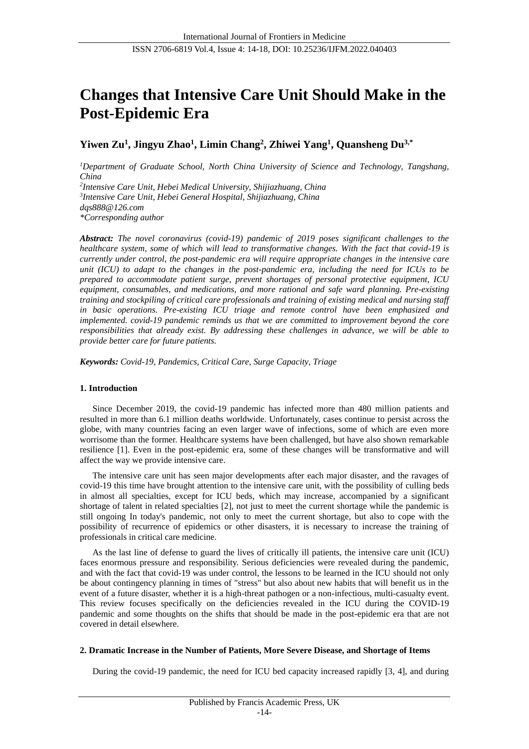# Changes that Intensive Care Unit Should Make in the Post-Epidemic Era

**Yiwen Zu[1], Jingyu Zhao[1], Limin Chang[2], Zhiwei Yang[1], Quansheng Du[3,*]**

*[1]Department of Graduate School, North China University of Science and Technology, Tangshang, China*
*[2]Intensive Care Unit, Hebei Medical University, Shijiazhuang, China*
*[3]Intensive Care Unit, Hebei General Hospital, Shijiazhuang, China*
*dqs888@126.com*
*\*Corresponding author*

***Abstract:*** *The novel coronavirus (covid-19) pandemic of 2019 poses significant challenges to the healthcare system, some of which will lead to transformative changes. With the fact that covid-19 is currently under control, the post-pandemic era will require appropriate changes in the intensive care unit (ICU) to adapt to the changes in the post-pandemic era, including the need for ICUs to be prepared to accommodate patient surge, prevent shortages of personal protective equipment, ICU equipment, consumables, and medications, and more rational and safe ward planning. Pre-existing training and stockpiling of critical care professionals and training of existing medical and nursing staff in basic operations. Pre-existing ICU triage and remote control have been emphasized and implemented. covid-19 pandemic reminds us that we are committed to improvement beyond the core responsibilities that already exist. By addressing these challenges in advance, we will be able to provide better care for future patients.*

***Keywords:*** *Covid-19, Pandemics, Critical Care, Surge Capacity, Triage*

## 1. Introduction

Since December 2019, the covid-19 pandemic has infected more than 480 million patients and resulted in more than 6.1 million deaths worldwide. Unfortunately, cases continue to persist across the globe, with many countries facing an even larger wave of infections, some of which are even more worrisome than the former. Healthcare systems have been challenged, but have also shown remarkable resilience [1]. Even in the post-epidemic era, some of these changes will be transformative and will affect the way we provide intensive care.

The intensive care unit has seen major developments after each major disaster, and the ravages of covid-19 this time have brought attention to the intensive care unit, with the possibility of culling beds in almost all specialties, except for ICU beds, which may increase, accompanied by a significant shortage of talent in related specialties [2], not just to meet the current shortage while the pandemic is still ongoing In today's pandemic, not only to meet the current shortage, but also to cope with the possibility of recurrence of epidemics or other disasters, it is necessary to increase the training of professionals in critical care medicine.

As the last line of defense to guard the lives of critically ill patients, the intensive care unit (ICU) faces enormous pressure and responsibility. Serious deficiencies were revealed during the pandemic, and with the fact that covid-19 was under control, the lessons to be learned in the ICU should not only be about contingency planning in times of "stress" but also about new habits that will benefit us in the event of a future disaster, whether it is a high-threat pathogen or a non-infectious, multi-casualty event. This review focuses specifically on the deficiencies revealed in the ICU during the COVID-19 pandemic and some thoughts on the shifts that should be made in the post-epidemic era that are not covered in detail elsewhere.

## 2. Dramatic Increase in the Number of Patients, More Severe Disease, and Shortage of Items

During the covid-19 pandemic, the need for ICU bed capacity increased rapidly [3, 4], and during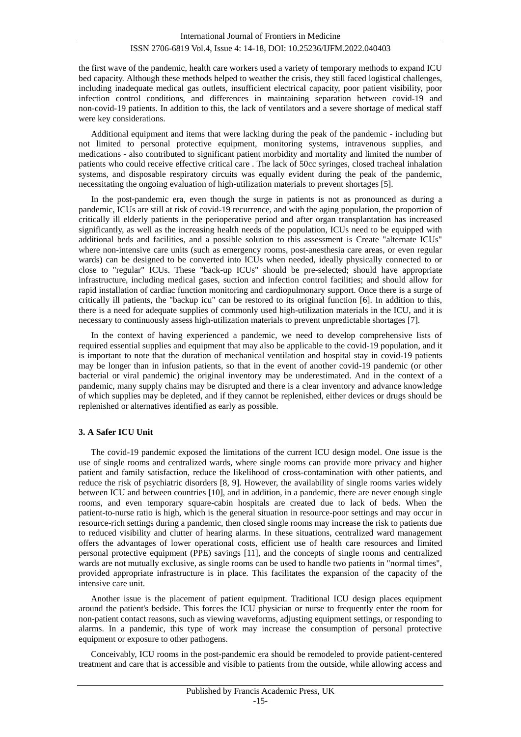the first wave of the pandemic, health care workers used a variety of temporary methods to expand ICU bed capacity. Although these methods helped to weather the crisis, they still faced logistical challenges, including inadequate medical gas outlets, insufficient electrical capacity, poor patient visibility, poor infection control conditions, and differences in maintaining separation between covid-19 and non-covid-19 patients. In addition to this, the lack of ventilators and a severe shortage of medical staff were key considerations.

Additional equipment and items that were lacking during the peak of the pandemic - including but not limited to personal protective equipment, monitoring systems, intravenous supplies, and medications - also contributed to significant patient morbidity and mortality and limited the number of patients who could receive effective critical care . The lack of 50cc syringes, closed tracheal inhalation systems, and disposable respiratory circuits was equally evident during the peak of the pandemic, necessitating the ongoing evaluation of high-utilization materials to prevent shortages [5].

In the post-pandemic era, even though the surge in patients is not as pronounced as during a pandemic, ICUs are still at risk of covid-19 recurrence, and with the aging population, the proportion of critically ill elderly patients in the perioperative period and after organ transplantation has increased significantly, as well as the increasing health needs of the population, ICUs need to be equipped with additional beds and facilities, and a possible solution to this assessment is Create "alternate ICUs" where non-intensive care units (such as emergency rooms, post-anesthesia care areas, or even regular wards) can be designed to be converted into ICUs when needed, ideally physically connected to or close to "regular" ICUs. These "back-up ICUs" should be pre-selected; should have appropriate infrastructure, including medical gases, suction and infection control facilities; and should allow for rapid installation of cardiac function monitoring and cardiopulmonary support. Once there is a surge of critically ill patients, the "backup icu" can be restored to its original function [6]. In addition to this, there is a need for adequate supplies of commonly used high-utilization materials in the ICU, and it is necessary to continuously assess high-utilization materials to prevent unpredictable shortages [7].

In the context of having experienced a pandemic, we need to develop comprehensive lists of required essential supplies and equipment that may also be applicable to the covid-19 population, and it is important to note that the duration of mechanical ventilation and hospital stay in covid-19 patients may be longer than in infusion patients, so that in the event of another covid-19 pandemic (or other bacterial or viral pandemic) the original inventory may be underestimated. And in the context of a pandemic, many supply chains may be disrupted and there is a clear inventory and advance knowledge of which supplies may be depleted, and if they cannot be replenished, either devices or drugs should be replenished or alternatives identified as early as possible.

## 3. A Safer ICU Unit

The covid-19 pandemic exposed the limitations of the current ICU design model. One issue is the use of single rooms and centralized wards, where single rooms can provide more privacy and higher patient and family satisfaction, reduce the likelihood of cross-contamination with other patients, and reduce the risk of psychiatric disorders [8, 9]. However, the availability of single rooms varies widely between ICU and between countries [10], and in addition, in a pandemic, there are never enough single rooms, and even temporary square-cabin hospitals are created due to lack of beds. When the patient-to-nurse ratio is high, which is the general situation in resource-poor settings and may occur in resource-rich settings during a pandemic, then closed single rooms may increase the risk to patients due to reduced visibility and clutter of hearing alarms. In these situations, centralized ward management offers the advantages of lower operational costs, efficient use of health care resources and limited personal protective equipment (PPE) savings [11], and the concepts of single rooms and centralized wards are not mutually exclusive, as single rooms can be used to handle two patients in "normal times", provided appropriate infrastructure is in place. This facilitates the expansion of the capacity of the intensive care unit.

Another issue is the placement of patient equipment. Traditional ICU design places equipment around the patient's bedside. This forces the ICU physician or nurse to frequently enter the room for non-patient contact reasons, such as viewing waveforms, adjusting equipment settings, or responding to alarms. In a pandemic, this type of work may increase the consumption of personal protective equipment or exposure to other pathogens.

Conceivably, ICU rooms in the post-pandemic era should be remodeled to provide patient-centered treatment and care that is accessible and visible to patients from the outside, while allowing access and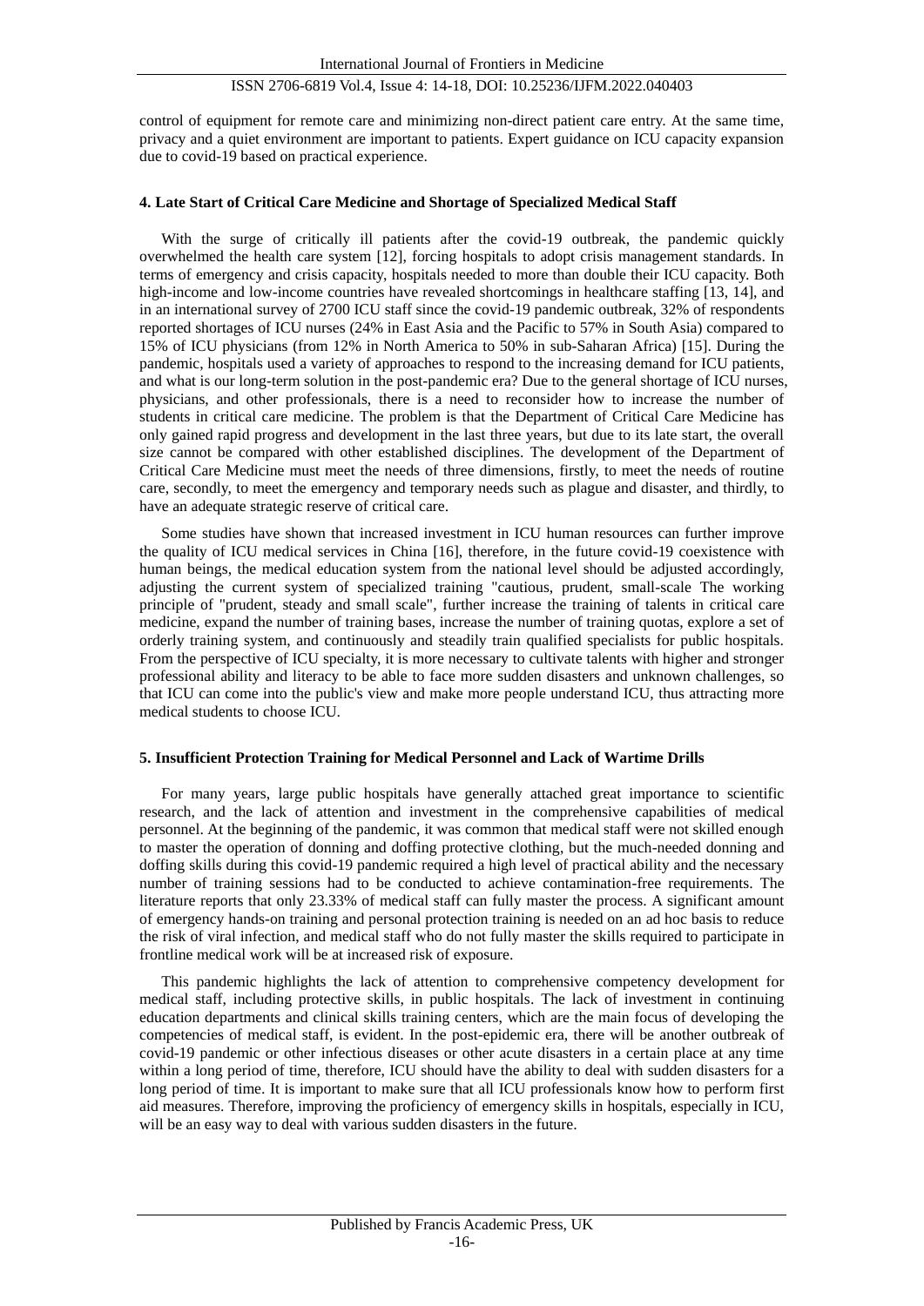control of equipment for remote care and minimizing non-direct patient care entry. At the same time, privacy and a quiet environment are important to patients. Expert guidance on ICU capacity expansion due to covid-19 based on practical experience.

## 4. Late Start of Critical Care Medicine and Shortage of Specialized Medical Staff

With the surge of critically ill patients after the covid-19 outbreak, the pandemic quickly overwhelmed the health care system [12], forcing hospitals to adopt crisis management standards. In terms of emergency and crisis capacity, hospitals needed to more than double their ICU capacity. Both high-income and low-income countries have revealed shortcomings in healthcare staffing [13, 14], and in an international survey of 2700 ICU staff since the covid-19 pandemic outbreak, 32% of respondents reported shortages of ICU nurses (24% in East Asia and the Pacific to 57% in South Asia) compared to 15% of ICU physicians (from 12% in North America to 50% in sub-Saharan Africa) [15]. During the pandemic, hospitals used a variety of approaches to respond to the increasing demand for ICU patients, and what is our long-term solution in the post-pandemic era? Due to the general shortage of ICU nurses, physicians, and other professionals, there is a need to reconsider how to increase the number of students in critical care medicine. The problem is that the Department of Critical Care Medicine has only gained rapid progress and development in the last three years, but due to its late start, the overall size cannot be compared with other established disciplines. The development of the Department of Critical Care Medicine must meet the needs of three dimensions, firstly, to meet the needs of routine care, secondly, to meet the emergency and temporary needs such as plague and disaster, and thirdly, to have an adequate strategic reserve of critical care.

Some studies have shown that increased investment in ICU human resources can further improve the quality of ICU medical services in China [16], therefore, in the future covid-19 coexistence with human beings, the medical education system from the national level should be adjusted accordingly, adjusting the current system of specialized training "cautious, prudent, small-scale The working principle of "prudent, steady and small scale", further increase the training of talents in critical care medicine, expand the number of training bases, increase the number of training quotas, explore a set of orderly training system, and continuously and steadily train qualified specialists for public hospitals. From the perspective of ICU specialty, it is more necessary to cultivate talents with higher and stronger professional ability and literacy to be able to face more sudden disasters and unknown challenges, so that ICU can come into the public's view and make more people understand ICU, thus attracting more medical students to choose ICU.

## 5. Insufficient Protection Training for Medical Personnel and Lack of Wartime Drills

For many years, large public hospitals have generally attached great importance to scientific research, and the lack of attention and investment in the comprehensive capabilities of medical personnel. At the beginning of the pandemic, it was common that medical staff were not skilled enough to master the operation of donning and doffing protective clothing, but the much-needed donning and doffing skills during this covid-19 pandemic required a high level of practical ability and the necessary number of training sessions had to be conducted to achieve contamination-free requirements. The literature reports that only 23.33% of medical staff can fully master the process. A significant amount of emergency hands-on training and personal protection training is needed on an ad hoc basis to reduce the risk of viral infection, and medical staff who do not fully master the skills required to participate in frontline medical work will be at increased risk of exposure.

This pandemic highlights the lack of attention to comprehensive competency development for medical staff, including protective skills, in public hospitals. The lack of investment in continuing education departments and clinical skills training centers, which are the main focus of developing the competencies of medical staff, is evident. In the post-epidemic era, there will be another outbreak of covid-19 pandemic or other infectious diseases or other acute disasters in a certain place at any time within a long period of time, therefore, ICU should have the ability to deal with sudden disasters for a long period of time. It is important to make sure that all ICU professionals know how to perform first aid measures. Therefore, improving the proficiency of emergency skills in hospitals, especially in ICU, will be an easy way to deal with various sudden disasters in the future.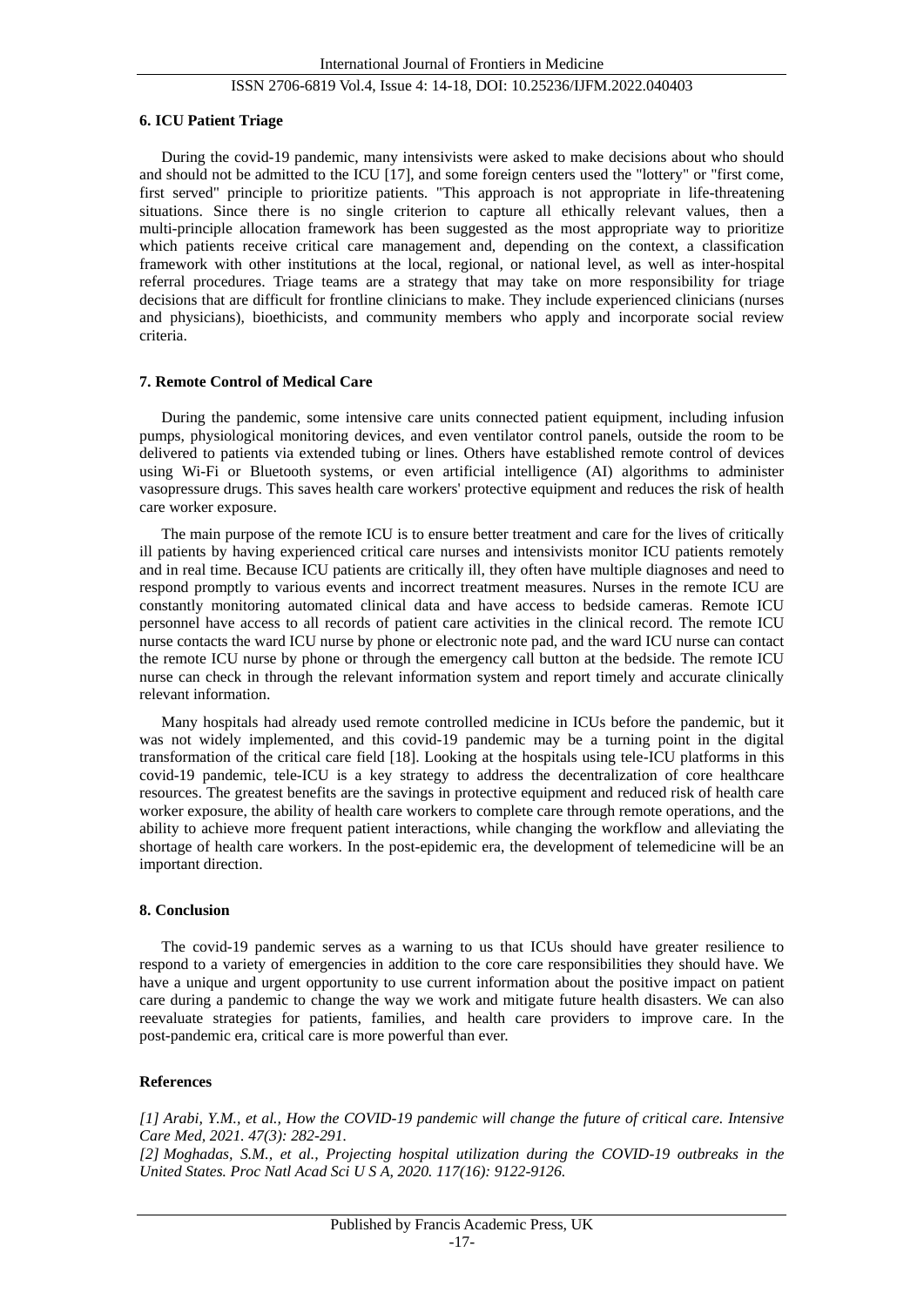### 6. ICU Patient Triage

During the covid-19 pandemic, many intensivists were asked to make decisions about who should and should not be admitted to the ICU [17], and some foreign centers used the "lottery" or "first come, first served" principle to prioritize patients. "This approach is not appropriate in life-threatening situations. Since there is no single criterion to capture all ethically relevant values, then a multi-principle allocation framework has been suggested as the most appropriate way to prioritize which patients receive critical care management and, depending on the context, a classification framework with other institutions at the local, regional, or national level, as well as inter-hospital referral procedures. Triage teams are a strategy that may take on more responsibility for triage decisions that are difficult for frontline clinicians to make. They include experienced clinicians (nurses and physicians), bioethicists, and community members who apply and incorporate social review criteria.

### 7. Remote Control of Medical Care

During the pandemic, some intensive care units connected patient equipment, including infusion pumps, physiological monitoring devices, and even ventilator control panels, outside the room to be delivered to patients via extended tubing or lines. Others have established remote control of devices using Wi-Fi or Bluetooth systems, or even artificial intelligence (AI) algorithms to administer vasopressure drugs. This saves health care workers' protective equipment and reduces the risk of health care worker exposure.

The main purpose of the remote ICU is to ensure better treatment and care for the lives of critically ill patients by having experienced critical care nurses and intensivists monitor ICU patients remotely and in real time. Because ICU patients are critically ill, they often have multiple diagnoses and need to respond promptly to various events and incorrect treatment measures. Nurses in the remote ICU are constantly monitoring automated clinical data and have access to bedside cameras. Remote ICU personnel have access to all records of patient care activities in the clinical record. The remote ICU nurse contacts the ward ICU nurse by phone or electronic note pad, and the ward ICU nurse can contact the remote ICU nurse by phone or through the emergency call button at the bedside. The remote ICU nurse can check in through the relevant information system and report timely and accurate clinically relevant information.

Many hospitals had already used remote controlled medicine in ICUs before the pandemic, but it was not widely implemented, and this covid-19 pandemic may be a turning point in the digital transformation of the critical care field [18]. Looking at the hospitals using tele-ICU platforms in this covid-19 pandemic, tele-ICU is a key strategy to address the decentralization of core healthcare resources. The greatest benefits are the savings in protective equipment and reduced risk of health care worker exposure, the ability of health care workers to complete care through remote operations, and the ability to achieve more frequent patient interactions, while changing the workflow and alleviating the shortage of health care workers. In the post-epidemic era, the development of telemedicine will be an important direction.

### 8. Conclusion

The covid-19 pandemic serves as a warning to us that ICUs should have greater resilience to respond to a variety of emergencies in addition to the core care responsibilities they should have. We have a unique and urgent opportunity to use current information about the positive impact on patient care during a pandemic to change the way we work and mitigate future health disasters. We can also reevaluate strategies for patients, families, and health care providers to improve care. In the post-pandemic era, critical care is more powerful than ever.

### References

*[1] Arabi, Y.M., et al., How the COVID-19 pandemic will change the future of critical care. Intensive Care Med, 2021. 47(3): 282-291.*

*[2] Moghadas, S.M., et al., Projecting hospital utilization during the COVID-19 outbreaks in the United States. Proc Natl Acad Sci U S A, 2020. 117(16): 9122-9126.*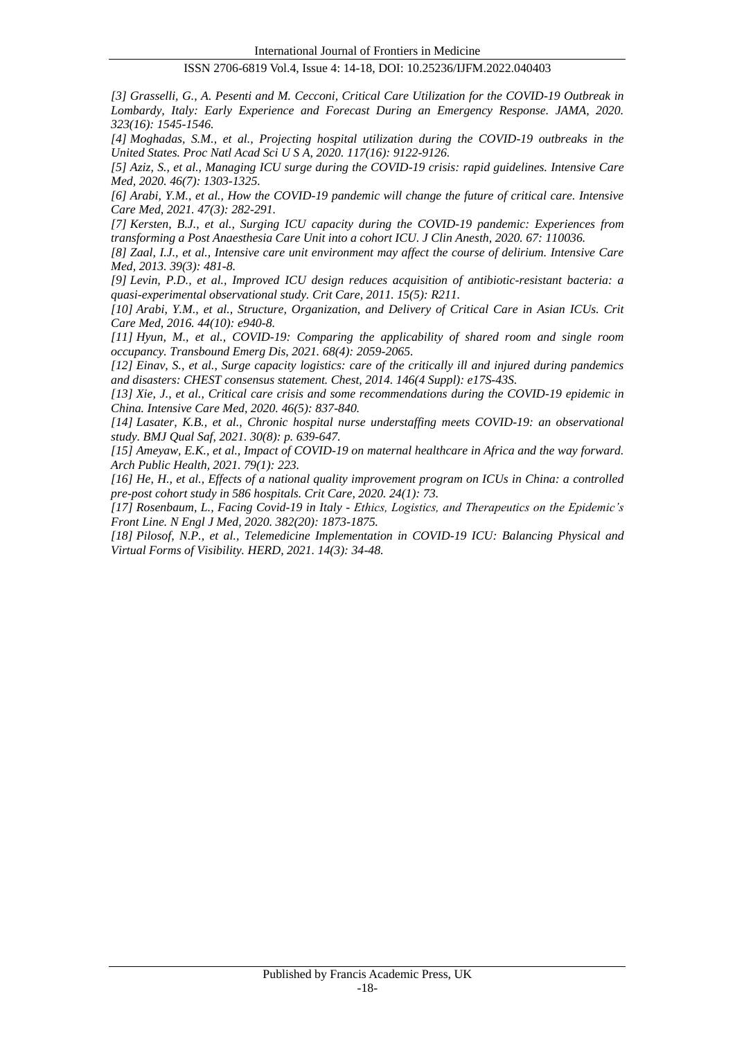*[3] Grasselli, G., A. Pesenti and M. Cecconi, Critical Care Utilization for the COVID-19 Outbreak in Lombardy, Italy: Early Experience and Forecast During an Emergency Response. JAMA, 2020. 323(16): 1545-1546.*

*[4] Moghadas, S.M., et al., Projecting hospital utilization during the COVID-19 outbreaks in the United States. Proc Natl Acad Sci U S A, 2020. 117(16): 9122-9126.*

*[5] Aziz, S., et al., Managing ICU surge during the COVID-19 crisis: rapid guidelines. Intensive Care Med, 2020. 46(7): 1303-1325.*

*[6] Arabi, Y.M., et al., How the COVID-19 pandemic will change the future of critical care. Intensive Care Med, 2021. 47(3): 282-291.*

*[7] Kersten, B.J., et al., Surging ICU capacity during the COVID-19 pandemic: Experiences from transforming a Post Anaesthesia Care Unit into a cohort ICU. J Clin Anesth, 2020. 67: 110036.*

*[8] Zaal, I.J., et al., Intensive care unit environment may affect the course of delirium. Intensive Care Med, 2013. 39(3): 481-8.*

*[9] Levin, P.D., et al., Improved ICU design reduces acquisition of antibiotic-resistant bacteria: a quasi-experimental observational study. Crit Care, 2011. 15(5): R211.*

*[10] Arabi, Y.M., et al., Structure, Organization, and Delivery of Critical Care in Asian ICUs. Crit Care Med, 2016. 44(10): e940-8.*

*[11] Hyun, M., et al., COVID-19: Comparing the applicability of shared room and single room occupancy. Transbound Emerg Dis, 2021. 68(4): 2059-2065.*

*[12] Einav, S., et al., Surge capacity logistics: care of the critically ill and injured during pandemics and disasters: CHEST consensus statement. Chest, 2014. 146(4 Suppl): e17S-43S.*

*[13] Xie, J., et al., Critical care crisis and some recommendations during the COVID-19 epidemic in China. Intensive Care Med, 2020. 46(5): 837-840.*

*[14] Lasater, K.B., et al., Chronic hospital nurse understaffing meets COVID-19: an observational study. BMJ Qual Saf, 2021. 30(8): p. 639-647.*

*[15] Ameyaw, E.K., et al., Impact of COVID-19 on maternal healthcare in Africa and the way forward. Arch Public Health, 2021. 79(1): 223.*

*[16] He, H., et al., Effects of a national quality improvement program on ICUs in China: a controlled pre-post cohort study in 586 hospitals. Crit Care, 2020. 24(1): 73.*

*[17] Rosenbaum, L., Facing Covid-19 in Italy - Ethics, Logistics, and Therapeutics on the Epidemic's Front Line. N Engl J Med, 2020. 382(20): 1873-1875.*

*[18] Pilosof, N.P., et al., Telemedicine Implementation in COVID-19 ICU: Balancing Physical and Virtual Forms of Visibility. HERD, 2021. 14(3): 34-48.*